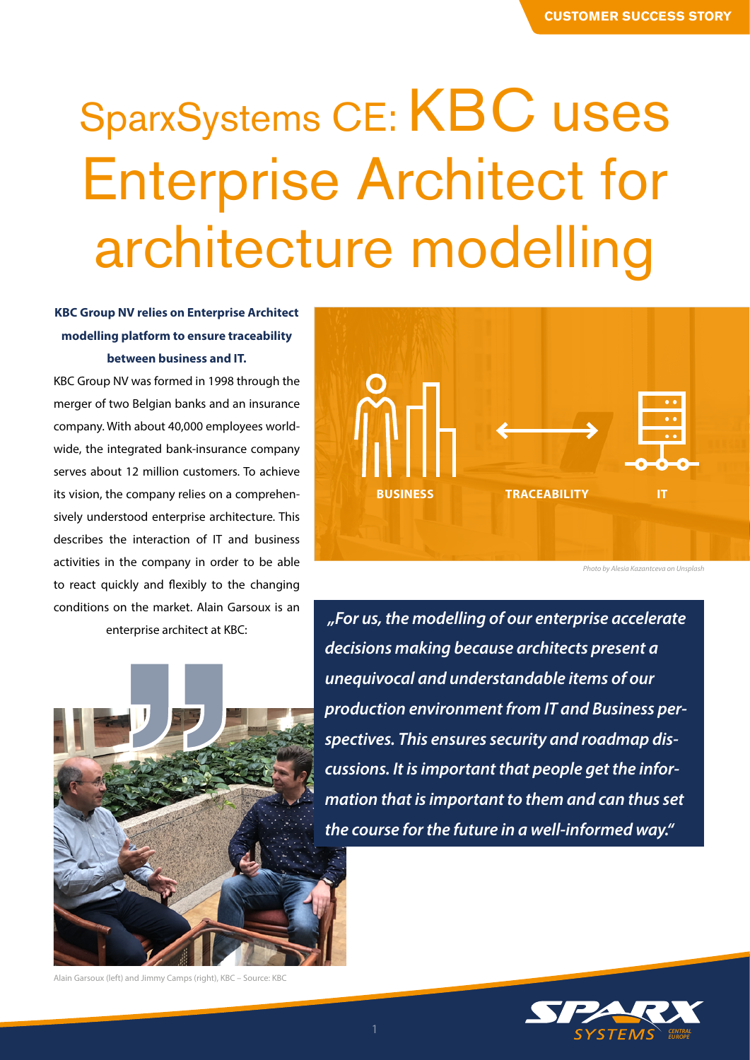CUSTOMER SUCCESS STORY

# SparxSystems CE: KBC uses Enterprise Architect for architecture modelling

**KBC Group NV relies on Enterprise Architect modelling platform to ensure traceability between business and IT.**

KBC Group NV was formed in 1998 through the merger of two Belgian banks and an insurance company. With about 40,000 employees worldwide, the integrated bank-insurance company serves about 12 million customers. To achieve its vision, the company relies on a comprehensively understood enterprise architecture. This describes the interaction of IT and business activities in the company in order to be able to react quickly and flexibly to the changing conditions on the market. Alain Garsoux is an enterprise architect at KBC:

BUSINESS — TRACEABILITY — IT

Photo by Alesia Kazantceva on Unsplash

*„For us, the modelling of our enterprise accelerate decisions making because architects present a unequivocal and understandable items of our production environment from IT and Business perspectives. This ensures security and roadmap discussions. It is important that people get the information that is important to them and can thus set the course for the future in a well-informed way."*

Alain Garsoux (left) and Jimmy Camps (right), KBC – Source: KBC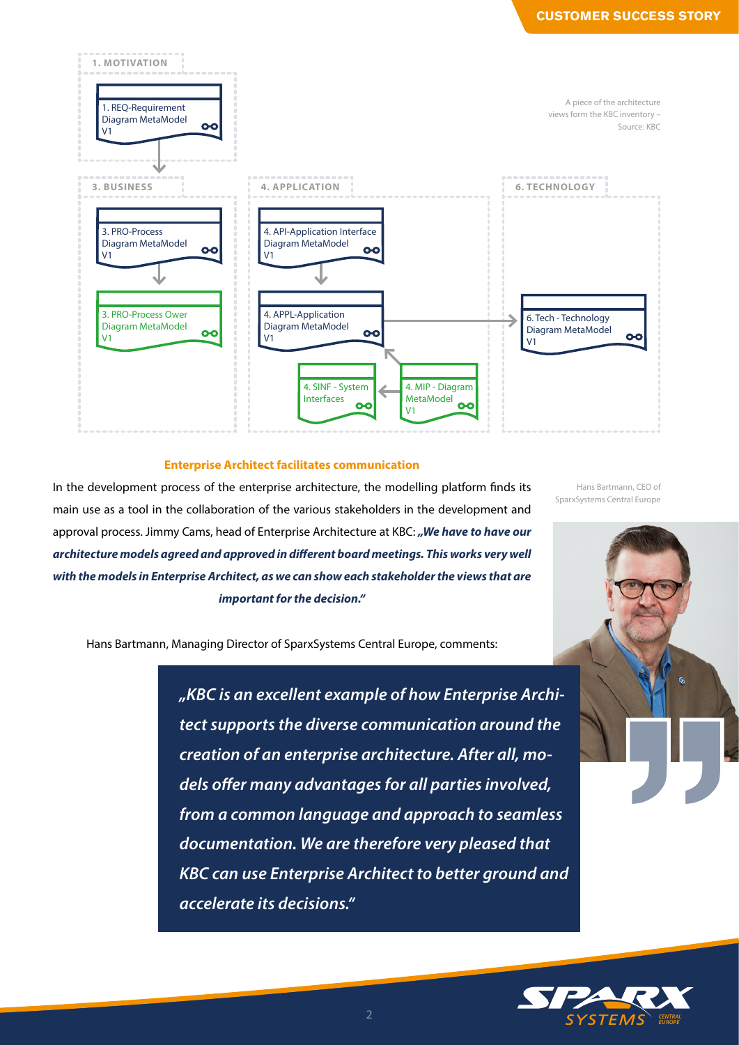1. MOTIVATION

1. REQ-Requirement Diagram MetaModel V1

3. BUSINESS

3. PRO-Process Diagram MetaModel V1

3. PRO-Process Ower Diagram MetaModel V1

4. APPLICATION

4. API-Application Interface Diagram MetaModel V1

4. APPL-Application Diagram MetaModel V1

4. SINF - System Interfaces

4. MIP - Diagram MetaModel V1

6. TECHNOLOGY

6. Tech - Technology Diagram MetaModel V1

A piece of the architecture views form the KBC inventory – Source: KBC

### Enterprise Architect facilitates communication

In the development process of the enterprise architecture, the modelling platform finds its main use as a tool in the collaboration of the various stakeholders in the development and approval process. Jimmy Cams, head of Enterprise Architecture at KBC: ***„We have to have our architecture models agreed and approved in different board meetings. This works very well with the models in Enterprise Architect, as we can show each stakeholder the views that are important for the decision."***

Hans Bartmann, Managing Director of SparxSystems Central Europe, comments:

> ***„KBC is an excellent example of how Enterprise Architect supports the diverse communication around the creation of an enterprise architecture. After all, models offer many advantages for all parties involved, from a common language and approach to seamless documentation. We are therefore very pleased that KBC can use Enterprise Architect to better ground and accelerate its decisions."***

Hans Bartmann, CEO of SparxSystems Central Europe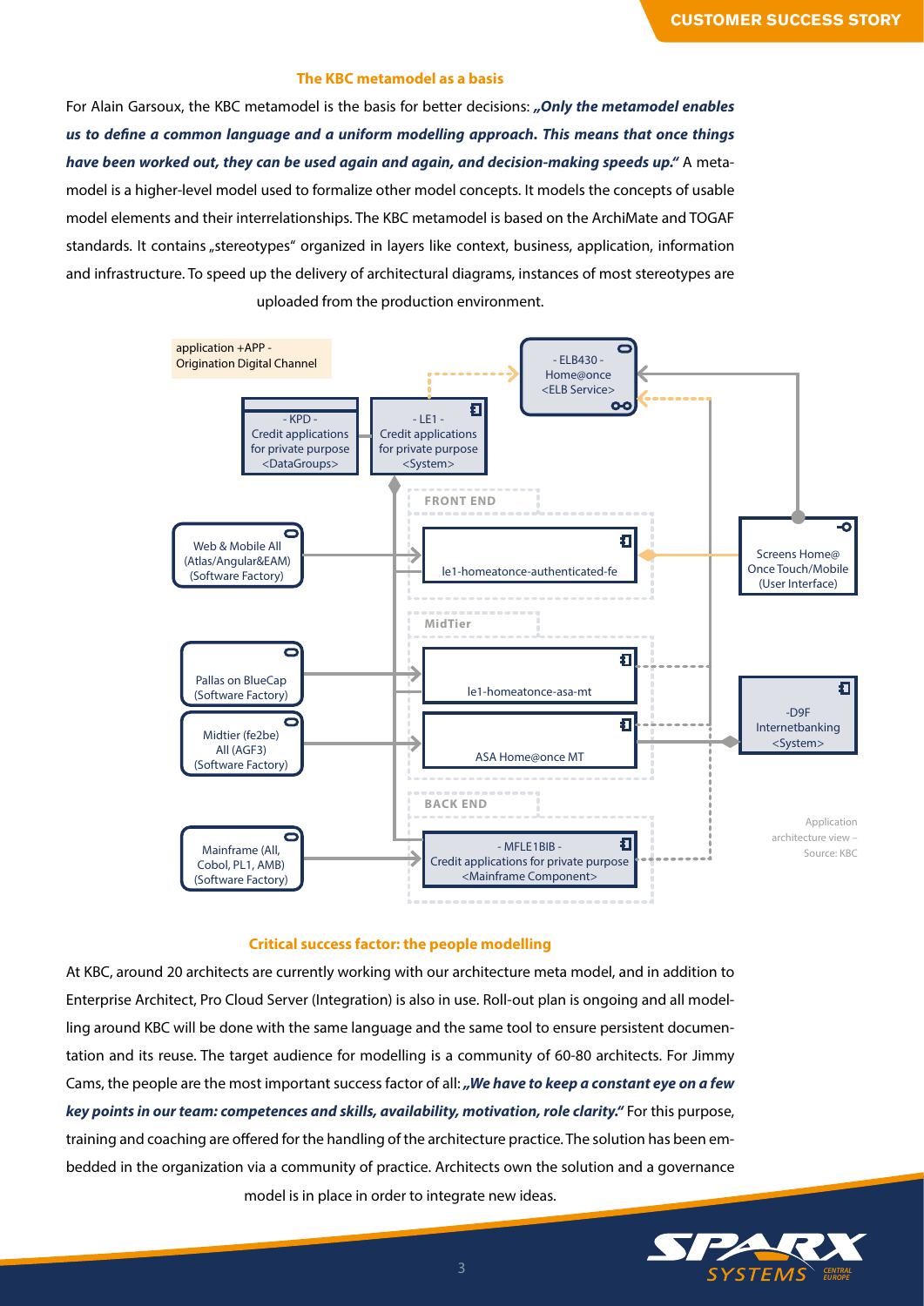### The KBC metamodel as a basis

For Alain Garsoux, the KBC metamodel is the basis for better decisions: ***„Only the metamodel enables us to define a common language and a uniform modelling approach. This means that once things have been worked out, they can be used again and again, and decision-making speeds up."*** A metamodel is a higher-level model used to formalize other model concepts. It models the concepts of usable model elements and their interrelationships. The KBC metamodel is based on the ArchiMate and TOGAF standards. It contains „stereotypes" organized in layers like context, business, application, information and infrastructure. To speed up the delivery of architectural diagrams, instances of most stereotypes are uploaded from the production environment.

Application architecture view – Source: KBC

### Critical success factor: the people modelling

At KBC, around 20 architects are currently working with our architecture meta model, and in addition to Enterprise Architect, Pro Cloud Server (Integration) is also in use. Roll-out plan is ongoing and all modelling around KBC will be done with the same language and the same tool to ensure persistent documentation and its reuse. The target audience for modelling is a community of 60-80 architects. For Jimmy Cams, the people are the most important success factor of all: ***„We have to keep a constant eye on a few key points in our team: competences and skills, availability, motivation, role clarity."*** For this purpose, training and coaching are offered for the handling of the architecture practice. The solution has been embedded in the organization via a community of practice. Architects own the solution and a governance model is in place in order to integrate new ideas.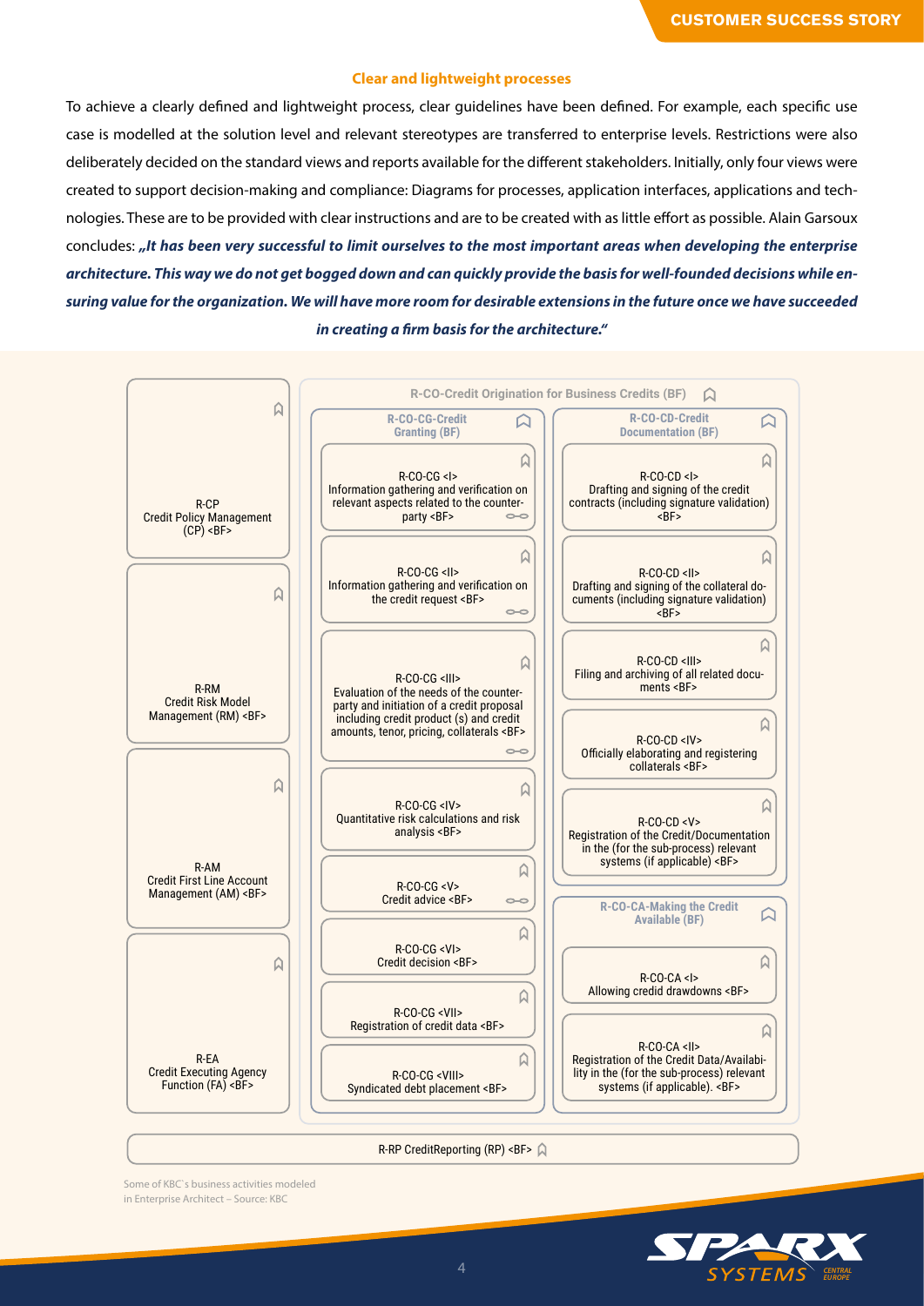### Clear and lightweight processes

To achieve a clearly defined and lightweight process, clear guidelines have been defined. For example, each specific use case is modelled at the solution level and relevant stereotypes are transferred to enterprise levels. Restrictions were also deliberately decided on the standard views and reports available for the different stakeholders. Initially, only four views were created to support decision-making and compliance: Diagrams for processes, application interfaces, applications and technologies. These are to be provided with clear instructions and are to be created with as little effort as possible. Alain Garsoux concludes: ***„It has been very successful to limit ourselves to the most important areas when developing the enterprise architecture. This way we do not get bogged down and can quickly provide the basis for well-founded decisions while ensuring value for the organization. We will have more room for desirable extensions in the future once we have succeeded in creating a firm basis for the architecture."***

- R-CP Credit Policy Management (CP) <BF>
- R-RM Credit Risk Model Management (RM) <BF>
- R-AM Credit First Line Account Management (AM) <BF>
- R-EA Credit Executing Agency Function (FA) <BF>

**R-CO-Credit Origination for Business Credits (BF)**

- **R-CO-CG-Credit Granting (BF)**
  - R-CO-CG <I> Information gathering and verification on relevant aspects related to the counterparty <BF>
  - R-CO-CG <II> Information gathering and verification on the credit request <BF>
  - R-CO-CG <III> Evaluation of the needs of the counterparty and initiation of a credit proposal including credit product (s) and credit amounts, tenor, pricing, collaterals <BF>
  - R-CO-CG <IV> Quantitative risk calculations and risk analysis <BF>
  - R-CO-CG <V> Credit advice <BF>
  - R-CO-CG <VI> Credit decision <BF>
  - R-CO-CG <VII> Registration of credit data <BF>
  - R-CO-CG <VIII> Syndicated debt placement <BF>
- **R-CO-CD-Credit Documentation (BF)**
  - R-CO-CD <I> Drafting and signing of the credit contracts (including signature validation) <BF>
  - R-CO-CD <II> Drafting and signing of the collateral documents (including signature validation) <BF>
  - R-CO-CD <III> Filing and archiving of all related documents <BF>
  - R-CO-CD <IV> Officially elaborating and registering collaterals <BF>
  - R-CO-CD <V> Registration of the Credit/Documentation in the (for the sub-process) relevant systems (if applicable) <BF>
- **R-CO-CA-Making the Credit Available (BF)**
  - R-CO-CA <I> Allowing credid drawdowns <BF>
  - R-CO-CA <II> Registration of the Credit Data/Availability in the (for the sub-process) relevant systems (if applicable). <BF>

R-RP CreditReporting (RP) <BF>

Some of KBC`s business activities modeled in Enterprise Architect – Source: KBC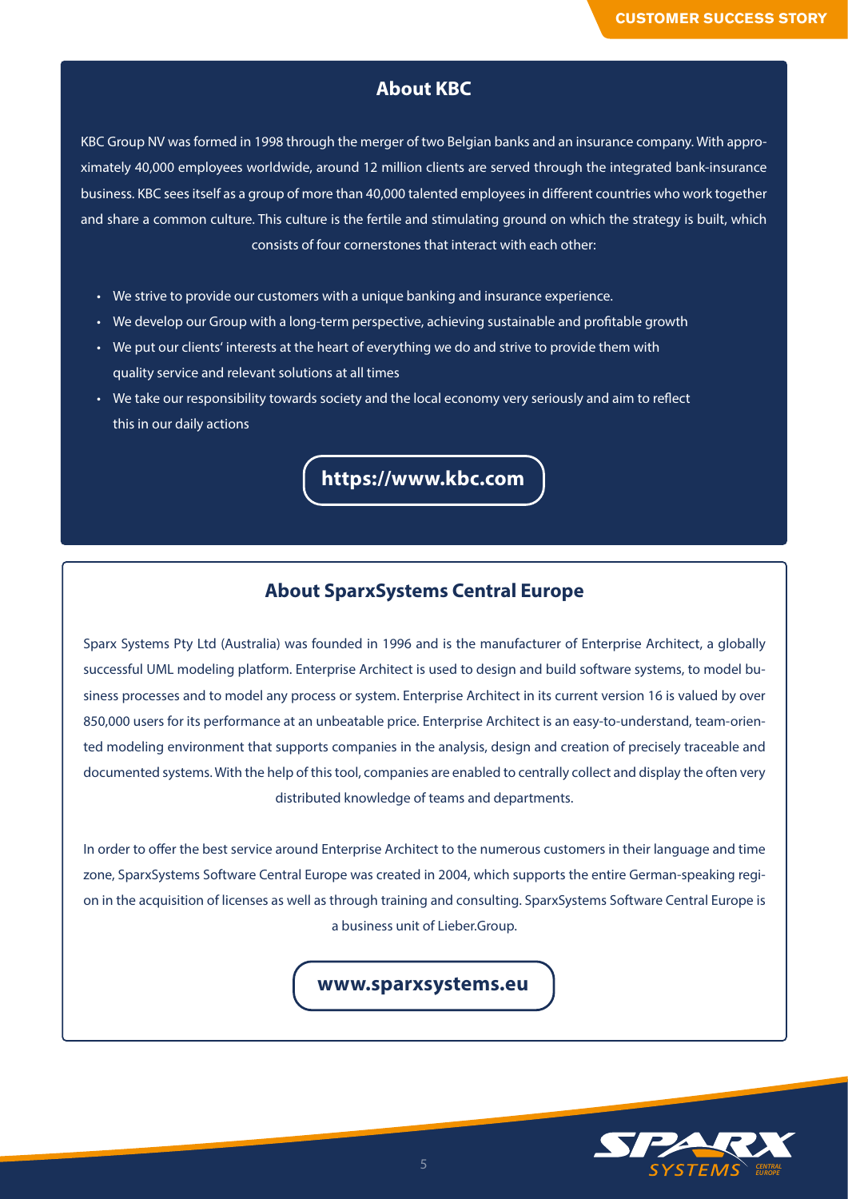## About KBC

KBC Group NV was formed in 1998 through the merger of two Belgian banks and an insurance company. With approximately 40,000 employees worldwide, around 12 million clients are served through the integrated bank-insurance business. KBC sees itself as a group of more than 40,000 talented employees in different countries who work together and share a common culture. This culture is the fertile and stimulating ground on which the strategy is built, which consists of four cornerstones that interact with each other:

- We strive to provide our customers with a unique banking and insurance experience.
- We develop our Group with a long-term perspective, achieving sustainable and profitable growth
- We put our clients' interests at the heart of everything we do and strive to provide them with quality service and relevant solutions at all times
- We take our responsibility towards society and the local economy very seriously and aim to reflect this in our daily actions

**https://www.kbc.com**

## About SparxSystems Central Europe

Sparx Systems Pty Ltd (Australia) was founded in 1996 and is the manufacturer of Enterprise Architect, a globally successful UML modeling platform. Enterprise Architect is used to design and build software systems, to model business processes and to model any process or system. Enterprise Architect in its current version 16 is valued by over 850,000 users for its performance at an unbeatable price. Enterprise Architect is an easy-to-understand, team-oriented modeling environment that supports companies in the analysis, design and creation of precisely traceable and documented systems. With the help of this tool, companies are enabled to centrally collect and display the often very distributed knowledge of teams and departments.

In order to offer the best service around Enterprise Architect to the numerous customers in their language and time zone, SparxSystems Software Central Europe was created in 2004, which supports the entire German-speaking region in the acquisition of licenses as well as through training and consulting. SparxSystems Software Central Europe is a business unit of Lieber.Group.

**www.sparxsystems.eu**